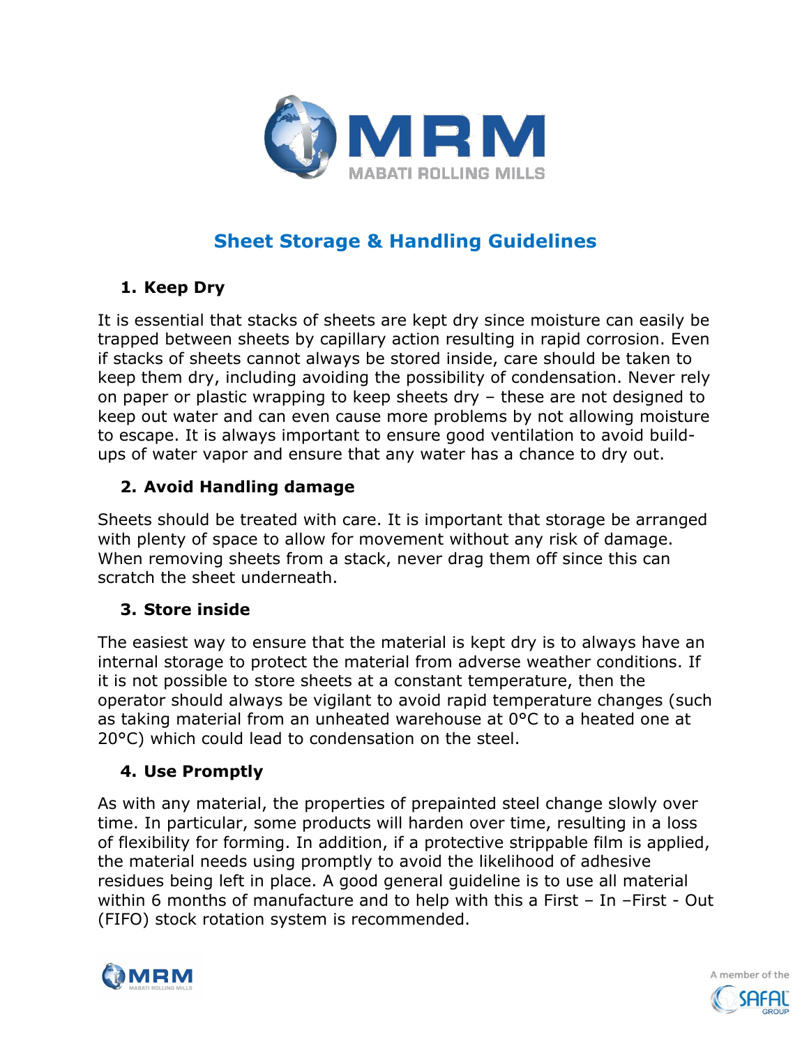# Sheet Storage & Handling Guidelines

## 1. Keep Dry

It is essential that stacks of sheets are kept dry since moisture can easily be trapped between sheets by capillary action resulting in rapid corrosion. Even if stacks of sheets cannot always be stored inside, care should be taken to keep them dry, including avoiding the possibility of condensation. Never rely on paper or plastic wrapping to keep sheets dry – these are not designed to keep out water and can even cause more problems by not allowing moisture to escape. It is always important to ensure good ventilation to avoid build-ups of water vapor and ensure that any water has a chance to dry out.

## 2. Avoid Handling damage

Sheets should be treated with care. It is important that storage be arranged with plenty of space to allow for movement without any risk of damage. When removing sheets from a stack, never drag them off since this can scratch the sheet underneath.

## 3. Store inside

The easiest way to ensure that the material is kept dry is to always have an internal storage to protect the material from adverse weather conditions. If it is not possible to store sheets at a constant temperature, then the operator should always be vigilant to avoid rapid temperature changes (such as taking material from an unheated warehouse at 0°C to a heated one at 20°C) which could lead to condensation on the steel.

## 4. Use Promptly

As with any material, the properties of prepainted steel change slowly over time. In particular, some products will harden over time, resulting in a loss of flexibility for forming. In addition, if a protective strippable film is applied, the material needs using promptly to avoid the likelihood of adhesive residues being left in place. A good general guideline is to use all material within 6 months of manufacture and to help with this a First – In –First - Out (FIFO) stock rotation system is recommended.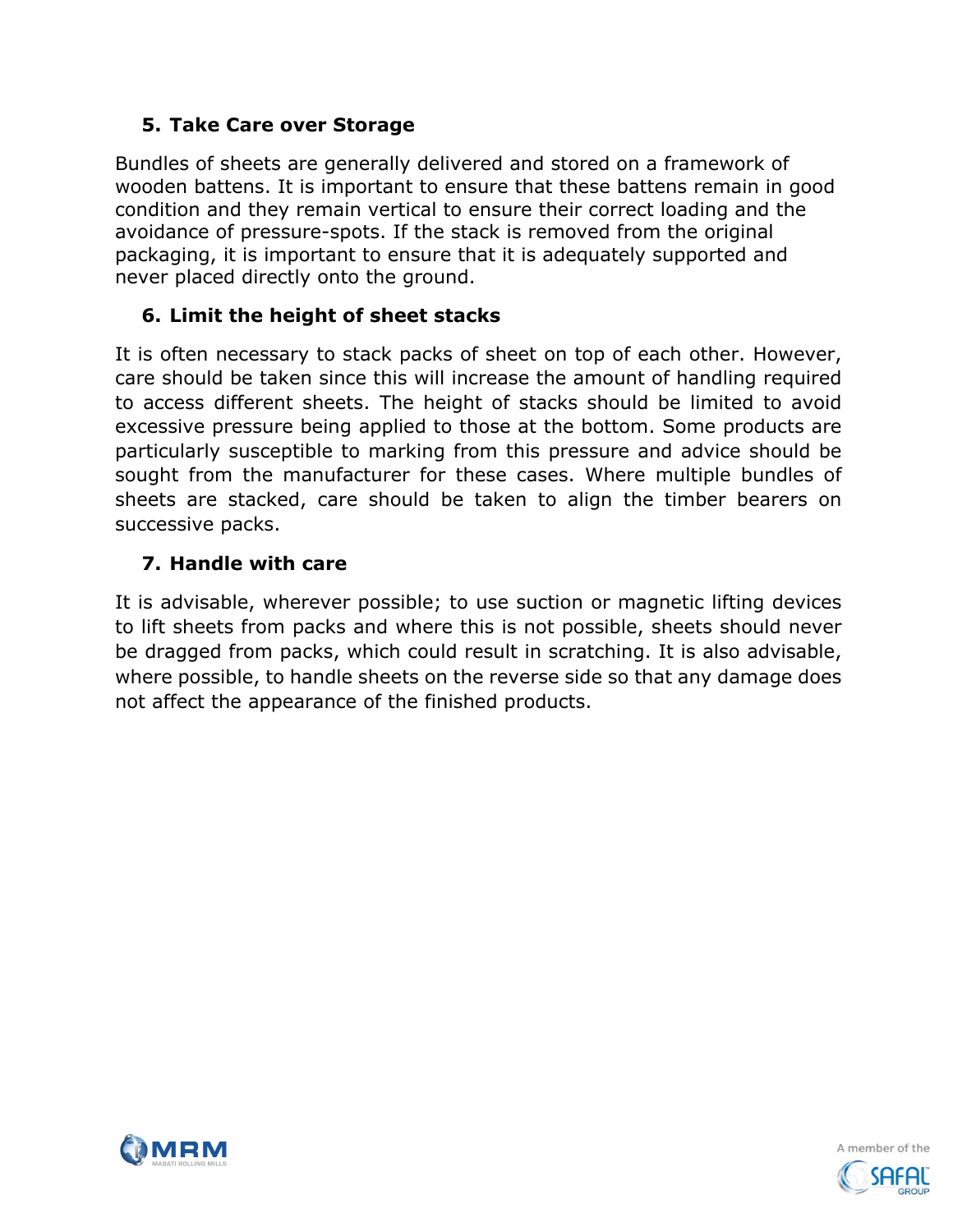5. **Take Care over Storage**

Bundles of sheets are generally delivered and stored on a framework of wooden battens. It is important to ensure that these battens remain in good condition and they remain vertical to ensure their correct loading and the avoidance of pressure-spots. If the stack is removed from the original packaging, it is important to ensure that it is adequately supported and never placed directly onto the ground.

6. **Limit the height of sheet stacks**

It is often necessary to stack packs of sheet on top of each other. However, care should be taken since this will increase the amount of handling required to access different sheets. The height of stacks should be limited to avoid excessive pressure being applied to those at the bottom. Some products are particularly susceptible to marking from this pressure and advice should be sought from the manufacturer for these cases. Where multiple bundles of sheets are stacked, care should be taken to align the timber bearers on successive packs.

7. **Handle with care**

It is advisable, wherever possible; to use suction or magnetic lifting devices to lift sheets from packs and where this is not possible, sheets should never be dragged from packs, which could result in scratching. It is also advisable, where possible, to handle sheets on the reverse side so that any damage does not affect the appearance of the finished products.